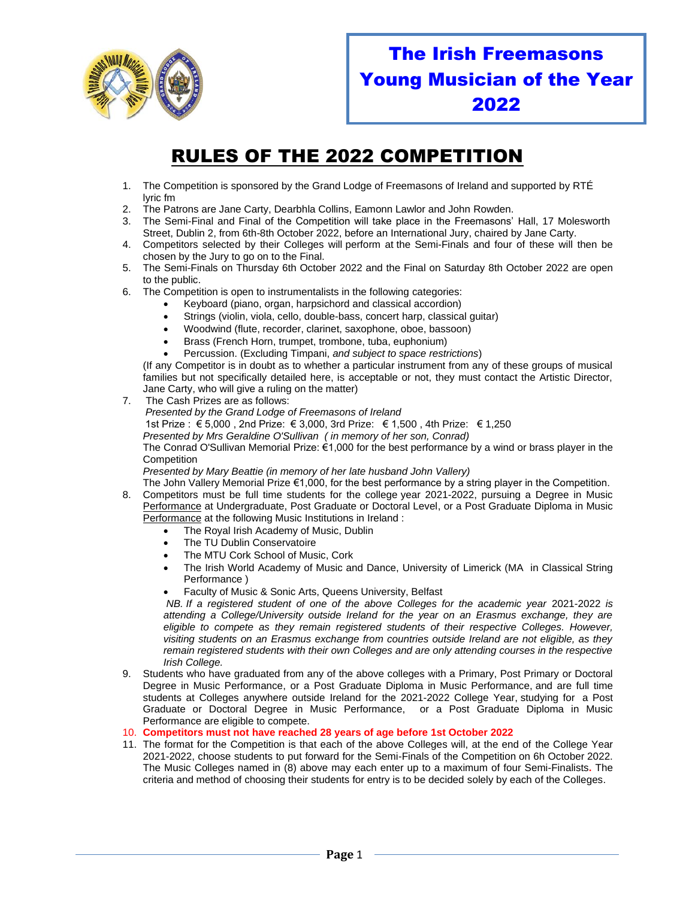# The Irish Freemasons Young Musician of the Year 2022

## RULES OF THE 2022 COMPETITION

1. The Competition is sponsored by the Grand Lodge of Freemasons of Ireland and supported by RTÉ lyric fm
2. The Patrons are Jane Carty, Dearbhla Collins, Eamonn Lawlor and John Rowden.
3. The Semi-Final and Final of the Competition will take place in the Freemasons' Hall, 17 Molesworth Street, Dublin 2, from 6th-8th October 2022, before an International Jury, chaired by Jane Carty.
4. Competitors selected by their Colleges will perform at the Semi-Finals and four of these will then be chosen by the Jury to go on to the Final.
5. The Semi-Finals on Thursday 6th October 2022 and the Final on Saturday 8th October 2022 are open to the public.
6. The Competition is open to instrumentalists in the following categories:
   - Keyboard (piano, organ, harpsichord and classical accordion)
   - Strings (violin, viola, cello, double-bass, concert harp, classical guitar)
   - Woodwind (flute, recorder, clarinet, saxophone, oboe, bassoon)
   - Brass (French Horn, trumpet, trombone, tuba, euphonium)
   - Percussion. (Excluding Timpani, *and subject to space restrictions*)

   (If any Competitor is in doubt as to whether a particular instrument from any of these groups of musical families but not specifically detailed here, is acceptable or not, they must contact the Artistic Director, Jane Carty, who will give a ruling on the matter)
7. The Cash Prizes are as follows:

   *Presented by the Grand Lodge of Freemasons of Ireland*

   1st Prize : € 5,000 , 2nd Prize: € 3,000, 3rd Prize: € 1,500 , 4th Prize: € 1,250

   *Presented by Mrs Geraldine O'Sullivan ( in memory of her son, Conrad)*

   The Conrad O'Sullivan Memorial Prize: €1,000 for the best performance by a wind or brass player in the Competition

   *Presented by Mary Beattie (in memory of her late husband John Vallery)*

   The John Vallery Memorial Prize €1,000, for the best performance by a string player in the Competition.
8. Competitors must be full time students for the college year 2021-2022, pursuing a Degree in Music Performance at Undergraduate, Post Graduate or Doctoral Level, or a Post Graduate Diploma in Music Performance at the following Music Institutions in Ireland :
   - The Royal Irish Academy of Music, Dublin
   - The TU Dublin Conservatoire
   - The MTU Cork School of Music, Cork
   - The Irish World Academy of Music and Dance, University of Limerick (MA in Classical String Performance )
   - Faculty of Music & Sonic Arts, Queens University, Belfast

   *NB. If a registered student of one of the above Colleges for the academic year* 2021-2022 *is attending a College/University outside Ireland for the year on an Erasmus exchange, they are eligible to compete as they remain registered students of their respective Colleges. However, visiting students on an Erasmus exchange from countries outside Ireland are not eligible, as they remain registered students with their own Colleges and are only attending courses in the respective Irish College.*
9. Students who have graduated from any of the above colleges with a Primary, Post Primary or Doctoral Degree in Music Performance, or a Post Graduate Diploma in Music Performance, and are full time students at Colleges anywhere outside Ireland for the 2021-2022 College Year, studying for a Post Graduate or Doctoral Degree in Music Performance, or a Post Graduate Diploma in Music Performance are eligible to compete.
10. **Competitors must not have reached 28 years of age before 1st October 2022**
11. The format for the Competition is that each of the above Colleges will, at the end of the College Year 2021-2022, choose students to put forward for the Semi-Finals of the Competition on 6h October 2022. The Music Colleges named in (8) above may each enter up to a maximum of four Semi-Finalists. The criteria and method of choosing their students for entry is to be decided solely by each of the Colleges.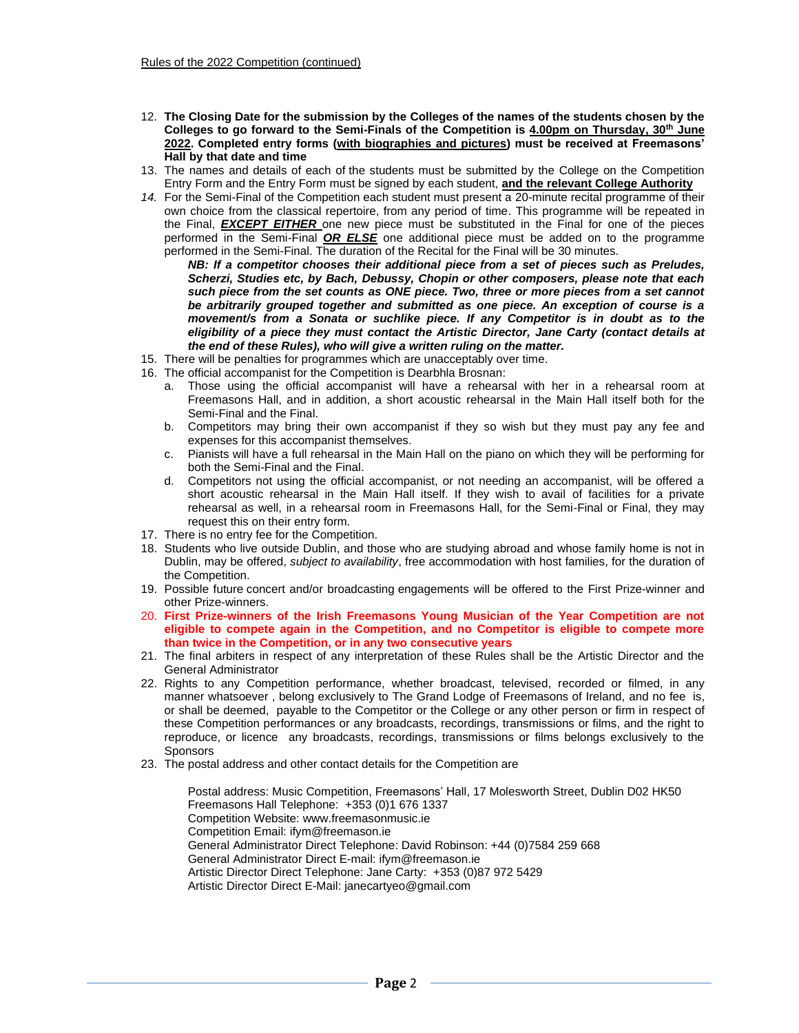Rules of the 2022 Competition (continued)

12. **The Closing Date for the submission by the Colleges of the names of the students chosen by the Colleges to go forward to the Semi-Finals of the Competition is 4.00pm on Thursday, 30th June 2022. Completed entry forms (with biographies and pictures) must be received at Freemasons' Hall by that date and time**
13. The names and details of each of the students must be submitted by the College on the Competition Entry Form and the Entry Form must be signed by each student, **and the relevant College Authority**
14. For the Semi-Final of the Competition each student must present a 20-minute recital programme of their own choice from the classical repertoire, from any period of time. This programme will be repeated in the Final, ***EXCEPT EITHER*** one new piece must be substituted in the Final for one of the pieces performed in the Semi-Final ***OR ELSE*** one additional piece must be added on to the programme performed in the Semi-Final. The duration of the Recital for the Final will be 30 minutes.

    ***NB: If a competitor chooses their additional piece from a set of pieces such as Preludes, Scherzi, Studies etc, by Bach, Debussy, Chopin or other composers, please note that each such piece from the set counts as ONE piece. Two, three or more pieces from a set cannot be arbitrarily grouped together and submitted as one piece. An exception of course is a movement/s from a Sonata or suchlike piece. If any Competitor is in doubt as to the eligibility of a piece they must contact the Artistic Director, Jane Carty (contact details at the end of these Rules), who will give a written ruling on the matter.***
15. There will be penalties for programmes which are unacceptably over time.
16. The official accompanist for the Competition is Dearbhla Brosnan:
    a. Those using the official accompanist will have a rehearsal with her in a rehearsal room at Freemasons Hall, and in addition, a short acoustic rehearsal in the Main Hall itself both for the Semi-Final and the Final.
    b. Competitors may bring their own accompanist if they so wish but they must pay any fee and expenses for this accompanist themselves.
    c. Pianists will have a full rehearsal in the Main Hall on the piano on which they will be performing for both the Semi-Final and the Final.
    d. Competitors not using the official accompanist, or not needing an accompanist, will be offered a short acoustic rehearsal in the Main Hall itself. If they wish to avail of facilities for a private rehearsal as well, in a rehearsal room in Freemasons Hall, for the Semi-Final or Final, they may request this on their entry form.
17. There is no entry fee for the Competition.
18. Students who live outside Dublin, and those who are studying abroad and whose family home is not in Dublin, may be offered, *subject to availability*, free accommodation with host families, for the duration of the Competition.
19. Possible future concert and/or broadcasting engagements will be offered to the First Prize-winner and other Prize-winners.
20. **First Prize-winners of the Irish Freemasons Young Musician of the Year Competition are not eligible to compete again in the Competition, and no Competitor is eligible to compete more than twice in the Competition, or in any two consecutive years**
21. The final arbiters in respect of any interpretation of these Rules shall be the Artistic Director and the General Administrator
22. Rights to any Competition performance, whether broadcast, televised, recorded or filmed, in any manner whatsoever , belong exclusively to The Grand Lodge of Freemasons of Ireland, and no fee is, or shall be deemed, payable to the Competitor or the College or any other person or firm in respect of these Competition performances or any broadcasts, recordings, transmissions or films, and the right to reproduce, or licence any broadcasts, recordings, transmissions or films belongs exclusively to the Sponsors
23. The postal address and other contact details for the Competition are

    Postal address: Music Competition, Freemasons' Hall, 17 Molesworth Street, Dublin D02 HK50
    Freemasons Hall Telephone: +353 (0)1 676 1337
    Competition Website: www.freemasonmusic.ie
    Competition Email: ifym@freemason.ie
    General Administrator Direct Telephone: David Robinson: +44 (0)7584 259 668
    General Administrator Direct E-mail: ifym@freemason.ie
    Artistic Director Direct Telephone: Jane Carty: +353 (0)87 972 5429
    Artistic Director Direct E-Mail: janecartyeo@gmail.com